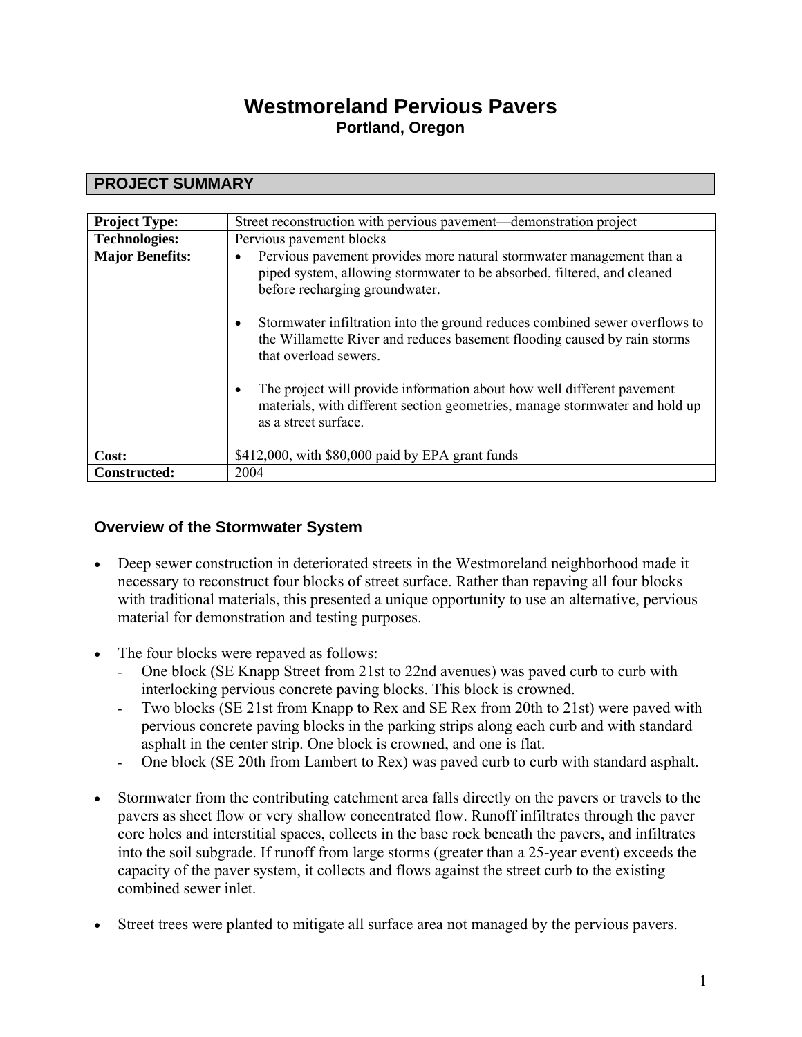# Westmoreland Pervious Pavers

**Portland, Oregon**

## PROJECT SUMMARY

| | |
|---|---|
| **Project Type:** | Street reconstruction with pervious pavement—demonstration project |
| **Technologies:** | Pervious pavement blocks |
| **Major Benefits:** | • Pervious pavement provides more natural stormwater management than a piped system, allowing stormwater to be absorbed, filtered, and cleaned before recharging groundwater.<br>• Stormwater infiltration into the ground reduces combined sewer overflows to the Willamette River and reduces basement flooding caused by rain storms that overload sewers.<br>• The project will provide information about how well different pavement materials, with different section geometries, manage stormwater and hold up as a street surface. |
| **Cost:** | $412,000, with $80,000 paid by EPA grant funds |
| **Constructed:** | 2004 |

### Overview of the Stormwater System

- Deep sewer construction in deteriorated streets in the Westmoreland neighborhood made it necessary to reconstruct four blocks of street surface. Rather than repaving all four blocks with traditional materials, this presented a unique opportunity to use an alternative, pervious material for demonstration and testing purposes.

- The four blocks were repaved as follows:
  - One block (SE Knapp Street from 21st to 22nd avenues) was paved curb to curb with interlocking pervious concrete paving blocks. This block is crowned.
  - Two blocks (SE 21st from Knapp to Rex and SE Rex from 20th to 21st) were paved with pervious concrete paving blocks in the parking strips along each curb and with standard asphalt in the center strip. One block is crowned, and one is flat.
  - One block (SE 20th from Lambert to Rex) was paved curb to curb with standard asphalt.

- Stormwater from the contributing catchment area falls directly on the pavers or travels to the pavers as sheet flow or very shallow concentrated flow. Runoff infiltrates through the paver core holes and interstitial spaces, collects in the base rock beneath the pavers, and infiltrates into the soil subgrade. If runoff from large storms (greater than a 25-year event) exceeds the capacity of the paver system, it collects and flows against the street curb to the existing combined sewer inlet.

- Street trees were planted to mitigate all surface area not managed by the pervious pavers.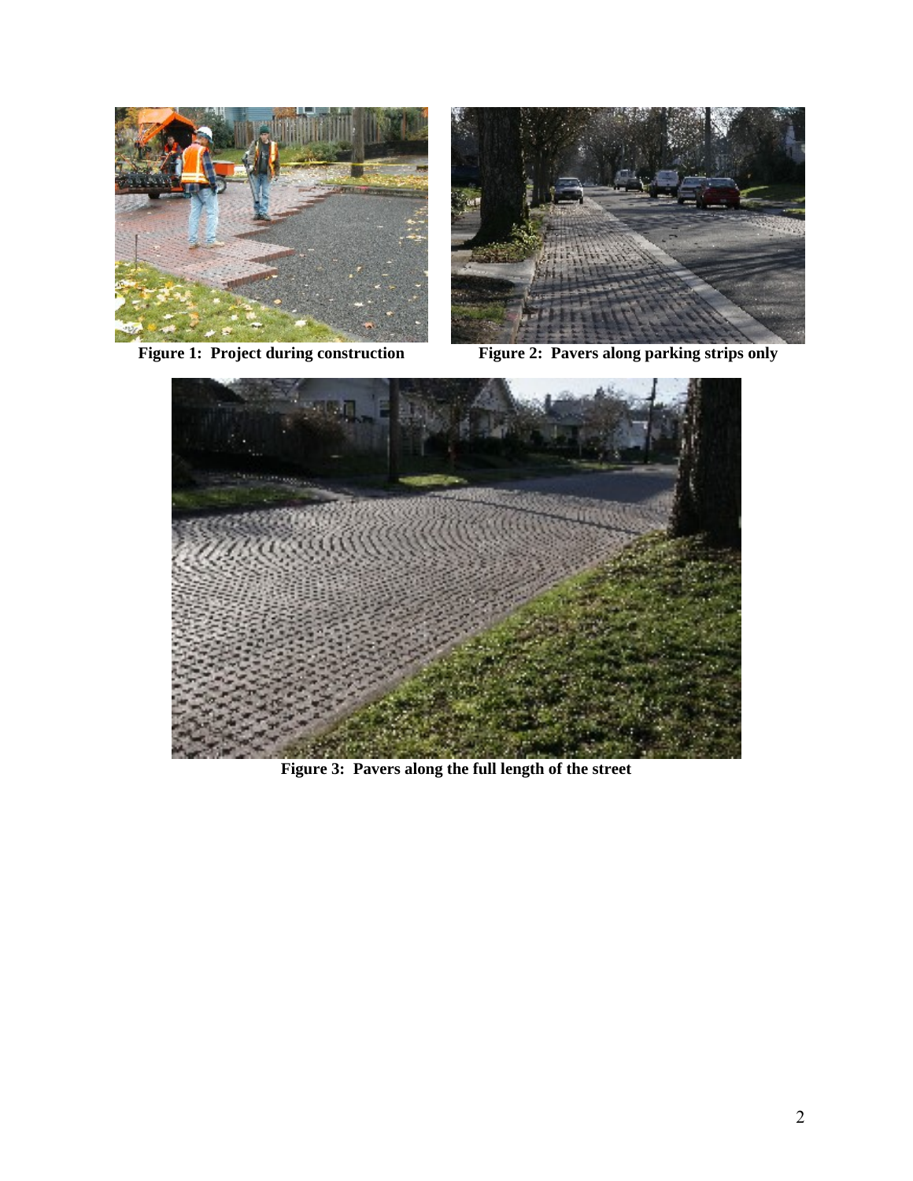**Figure 1: Project during construction**

**Figure 2: Pavers along parking strips only**

**Figure 3: Pavers along the full length of the street**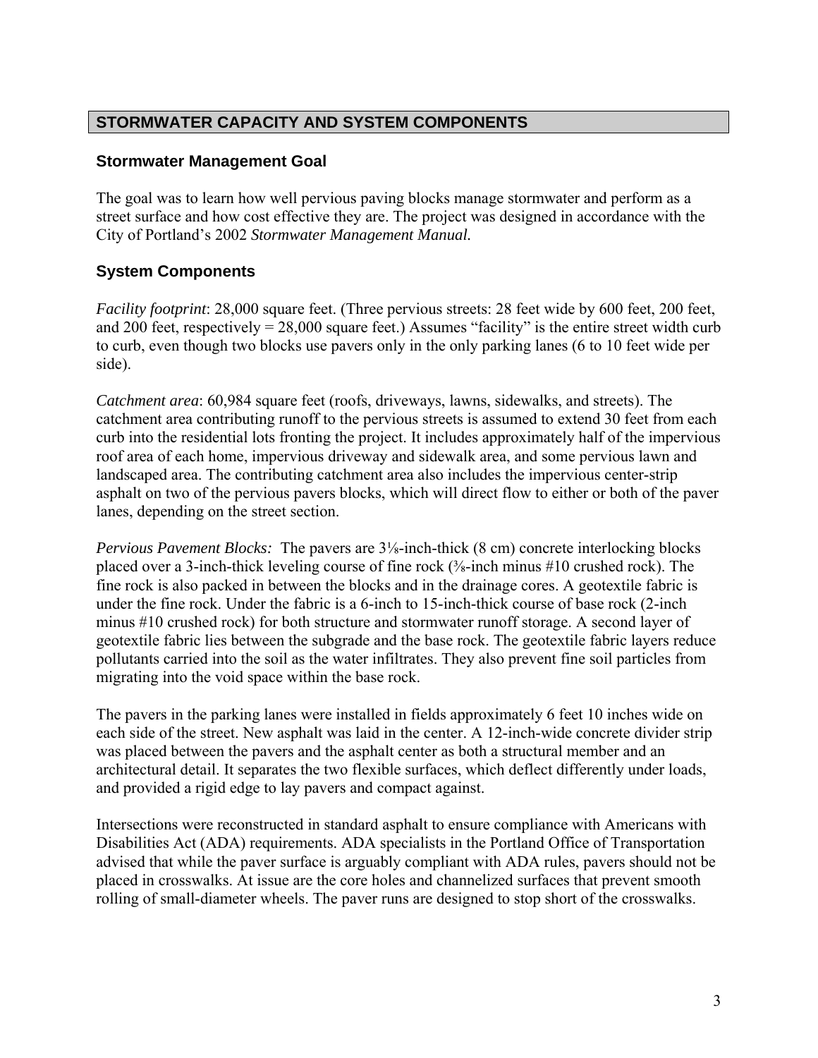## STORMWATER CAPACITY AND SYSTEM COMPONENTS

### Stormwater Management Goal

The goal was to learn how well pervious paving blocks manage stormwater and perform as a street surface and how cost effective they are. The project was designed in accordance with the City of Portland's 2002 *Stormwater Management Manual.*

### System Components

*Facility footprint*: 28,000 square feet. (Three pervious streets: 28 feet wide by 600 feet, 200 feet, and 200 feet, respectively = 28,000 square feet.) Assumes "facility" is the entire street width curb to curb, even though two blocks use pavers only in the only parking lanes (6 to 10 feet wide per side).

*Catchment area*: 60,984 square feet (roofs, driveways, lawns, sidewalks, and streets). The catchment area contributing runoff to the pervious streets is assumed to extend 30 feet from each curb into the residential lots fronting the project. It includes approximately half of the impervious roof area of each home, impervious driveway and sidewalk area, and some pervious lawn and landscaped area. The contributing catchment area also includes the impervious center-strip asphalt on two of the pervious pavers blocks, which will direct flow to either or both of the paver lanes, depending on the street section.

*Pervious Pavement Blocks:* The pavers are 3⅛-inch-thick (8 cm) concrete interlocking blocks placed over a 3-inch-thick leveling course of fine rock (⅜-inch minus #10 crushed rock). The fine rock is also packed in between the blocks and in the drainage cores. A geotextile fabric is under the fine rock. Under the fabric is a 6-inch to 15-inch-thick course of base rock (2-inch minus #10 crushed rock) for both structure and stormwater runoff storage. A second layer of geotextile fabric lies between the subgrade and the base rock. The geotextile fabric layers reduce pollutants carried into the soil as the water infiltrates. They also prevent fine soil particles from migrating into the void space within the base rock.

The pavers in the parking lanes were installed in fields approximately 6 feet 10 inches wide on each side of the street. New asphalt was laid in the center. A 12-inch-wide concrete divider strip was placed between the pavers and the asphalt center as both a structural member and an architectural detail. It separates the two flexible surfaces, which deflect differently under loads, and provided a rigid edge to lay pavers and compact against.

Intersections were reconstructed in standard asphalt to ensure compliance with Americans with Disabilities Act (ADA) requirements. ADA specialists in the Portland Office of Transportation advised that while the paver surface is arguably compliant with ADA rules, pavers should not be placed in crosswalks. At issue are the core holes and channelized surfaces that prevent smooth rolling of small-diameter wheels. The paver runs are designed to stop short of the crosswalks.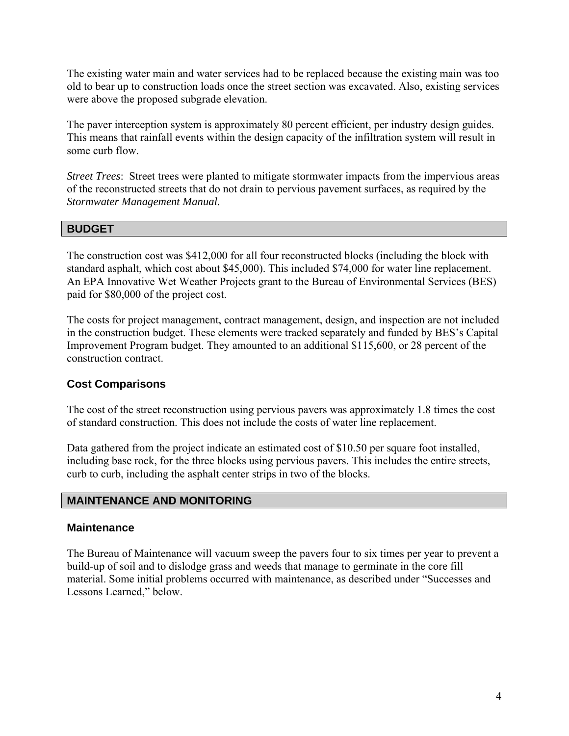The existing water main and water services had to be replaced because the existing main was too old to bear up to construction loads once the street section was excavated. Also, existing services were above the proposed subgrade elevation.

The paver interception system is approximately 80 percent efficient, per industry design guides. This means that rainfall events within the design capacity of the infiltration system will result in some curb flow.

*Street Trees*: Street trees were planted to mitigate stormwater impacts from the impervious areas of the reconstructed streets that do not drain to pervious pavement surfaces, as required by the *Stormwater Management Manual.*

## BUDGET

The construction cost was $412,000 for all four reconstructed blocks (including the block with standard asphalt, which cost about $45,000). This included $74,000 for water line replacement. An EPA Innovative Wet Weather Projects grant to the Bureau of Environmental Services (BES) paid for $80,000 of the project cost.

The costs for project management, contract management, design, and inspection are not included in the construction budget. These elements were tracked separately and funded by BES's Capital Improvement Program budget. They amounted to an additional $115,600, or 28 percent of the construction contract.

### Cost Comparisons

The cost of the street reconstruction using pervious pavers was approximately 1.8 times the cost of standard construction. This does not include the costs of water line replacement.

Data gathered from the project indicate an estimated cost of $10.50 per square foot installed, including base rock, for the three blocks using pervious pavers. This includes the entire streets, curb to curb, including the asphalt center strips in two of the blocks.

## MAINTENANCE AND MONITORING

### Maintenance

The Bureau of Maintenance will vacuum sweep the pavers four to six times per year to prevent a build-up of soil and to dislodge grass and weeds that manage to germinate in the core fill material. Some initial problems occurred with maintenance, as described under "Successes and Lessons Learned," below.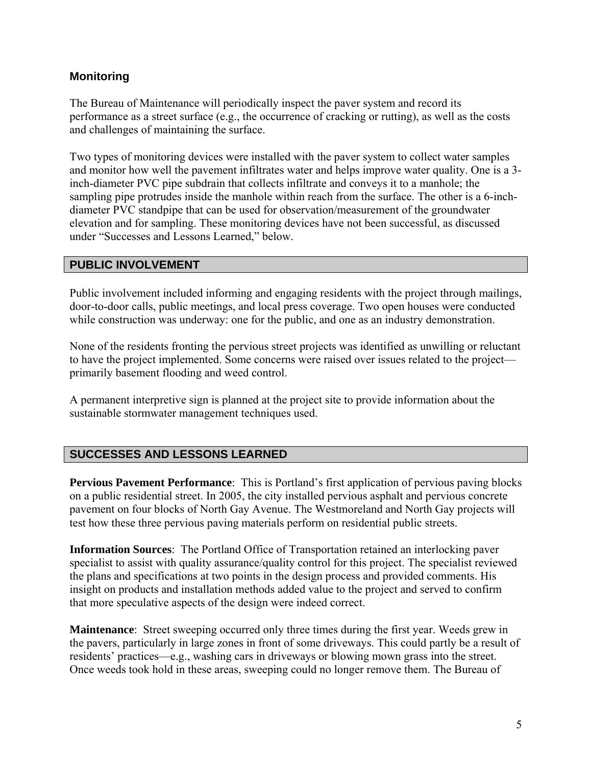### Monitoring

The Bureau of Maintenance will periodically inspect the paver system and record its performance as a street surface (e.g., the occurrence of cracking or rutting), as well as the costs and challenges of maintaining the surface.

Two types of monitoring devices were installed with the paver system to collect water samples and monitor how well the pavement infiltrates water and helps improve water quality. One is a 3-inch-diameter PVC pipe subdrain that collects infiltrate and conveys it to a manhole; the sampling pipe protrudes inside the manhole within reach from the surface. The other is a 6-inch-diameter PVC standpipe that can be used for observation/measurement of the groundwater elevation and for sampling. These monitoring devices have not been successful, as discussed under "Successes and Lessons Learned," below.

## PUBLIC INVOLVEMENT

Public involvement included informing and engaging residents with the project through mailings, door-to-door calls, public meetings, and local press coverage. Two open houses were conducted while construction was underway: one for the public, and one as an industry demonstration.

None of the residents fronting the pervious street projects was identified as unwilling or reluctant to have the project implemented. Some concerns were raised over issues related to the project—primarily basement flooding and weed control.

A permanent interpretive sign is planned at the project site to provide information about the sustainable stormwater management techniques used.

## SUCCESSES AND LESSONS LEARNED

**Pervious Pavement Performance**: This is Portland's first application of pervious paving blocks on a public residential street. In 2005, the city installed pervious asphalt and pervious concrete pavement on four blocks of North Gay Avenue. The Westmoreland and North Gay projects will test how these three pervious paving materials perform on residential public streets.

**Information Sources**: The Portland Office of Transportation retained an interlocking paver specialist to assist with quality assurance/quality control for this project. The specialist reviewed the plans and specifications at two points in the design process and provided comments. His insight on products and installation methods added value to the project and served to confirm that more speculative aspects of the design were indeed correct.

**Maintenance**: Street sweeping occurred only three times during the first year. Weeds grew in the pavers, particularly in large zones in front of some driveways. This could partly be a result of residents' practices—e.g., washing cars in driveways or blowing mown grass into the street. Once weeds took hold in these areas, sweeping could no longer remove them. The Bureau of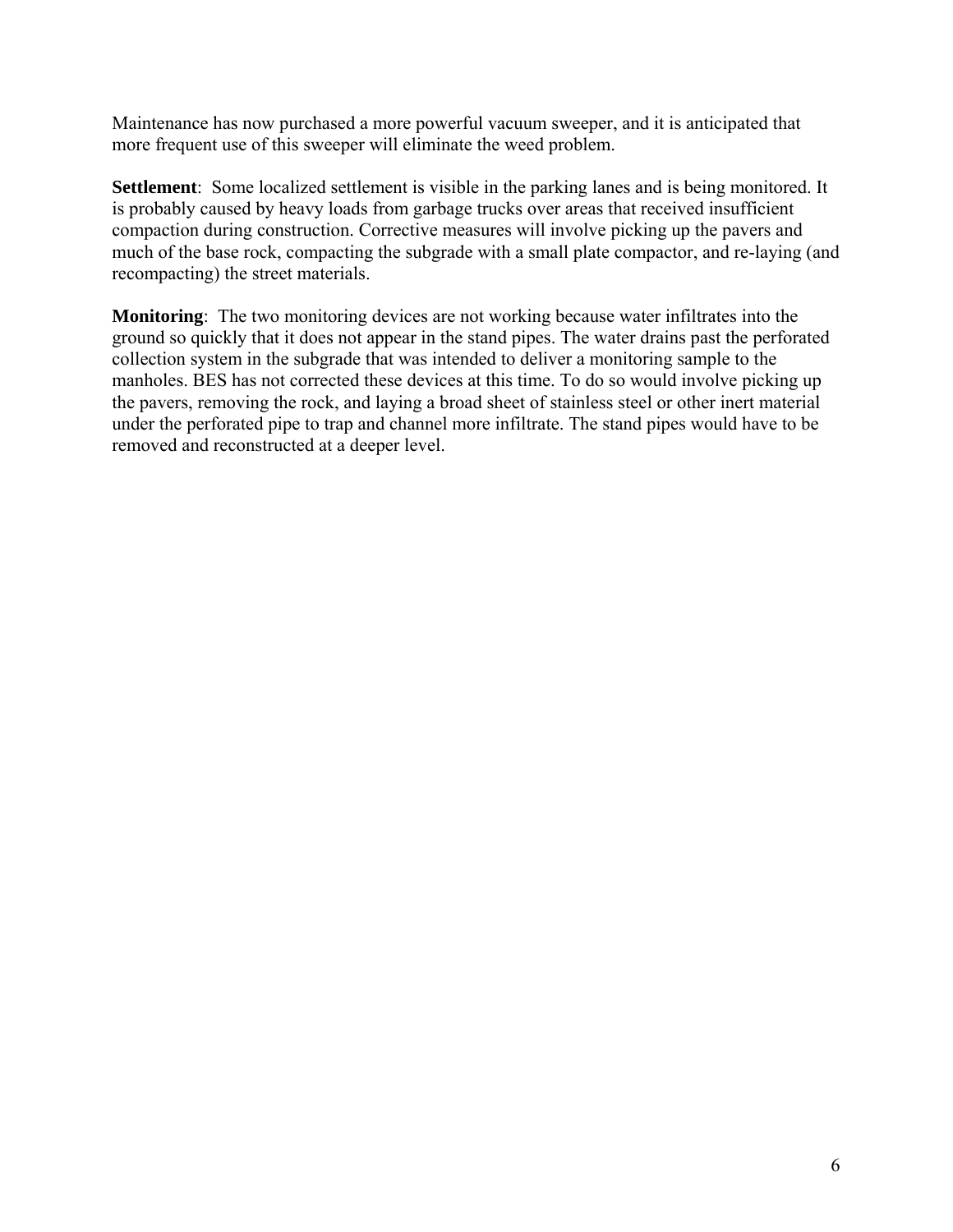Maintenance has now purchased a more powerful vacuum sweeper, and it is anticipated that more frequent use of this sweeper will eliminate the weed problem.

**Settlement**: Some localized settlement is visible in the parking lanes and is being monitored. It is probably caused by heavy loads from garbage trucks over areas that received insufficient compaction during construction. Corrective measures will involve picking up the pavers and much of the base rock, compacting the subgrade with a small plate compactor, and re-laying (and recompacting) the street materials.

**Monitoring**: The two monitoring devices are not working because water infiltrates into the ground so quickly that it does not appear in the stand pipes. The water drains past the perforated collection system in the subgrade that was intended to deliver a monitoring sample to the manholes. BES has not corrected these devices at this time. To do so would involve picking up the pavers, removing the rock, and laying a broad sheet of stainless steel or other inert material under the perforated pipe to trap and channel more infiltrate. The stand pipes would have to be removed and reconstructed at a deeper level.